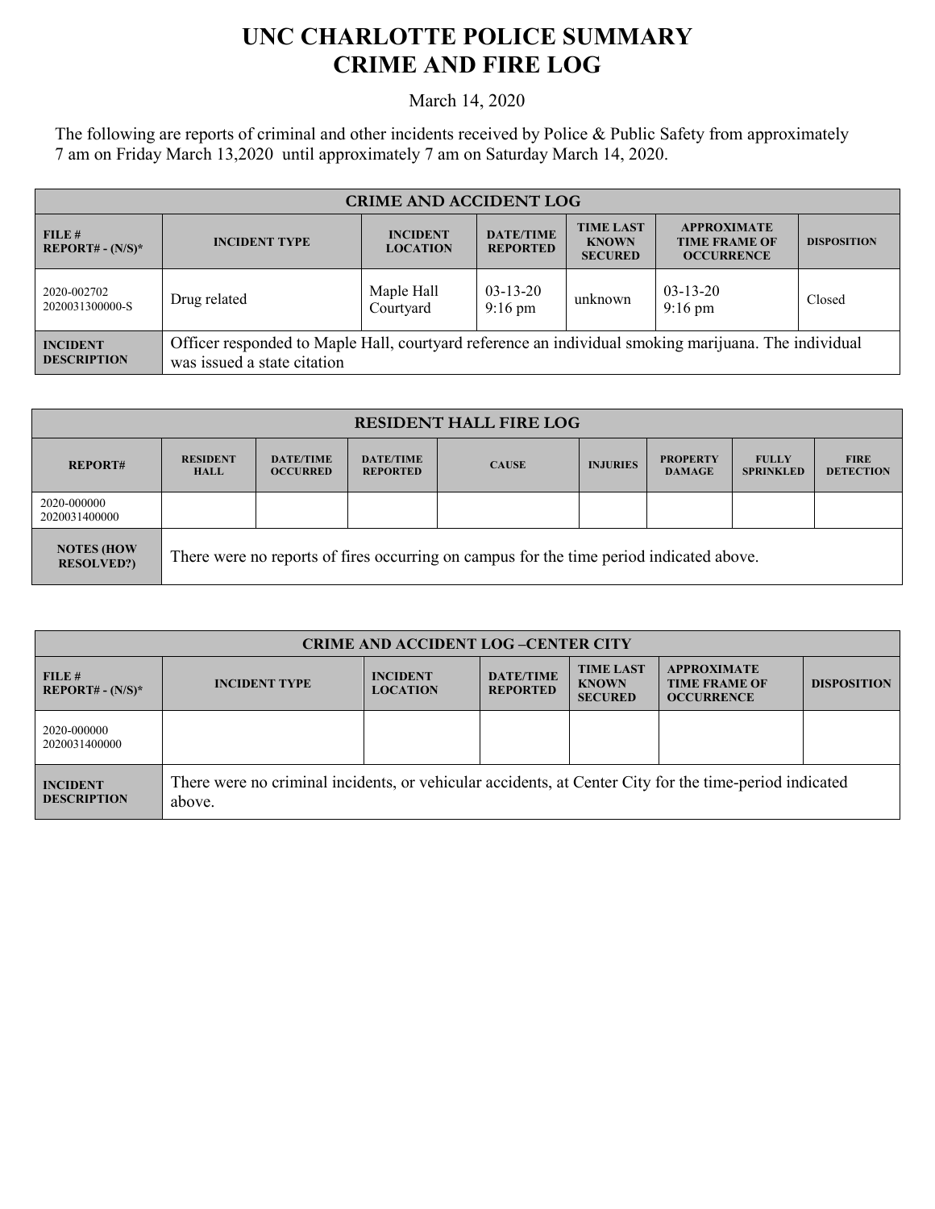# UNC CHARLOTTE POLICE SUMMARY
# CRIME AND FIRE LOG

March 14, 2020

The following are reports of criminal and other incidents received by Police & Public Safety from approximately 7 am on Friday March 13,2020 until approximately 7 am on Saturday March 14, 2020.

| CRIME AND ACCIDENT LOG | | | | | | |
|---|---|---|---|---|---|---|
| FILE # REPORT# - (N/S)* | INCIDENT TYPE | INCIDENT LOCATION | DATE/TIME REPORTED | TIME LAST KNOWN SECURED | APPROXIMATE TIME FRAME OF OCCURRENCE | DISPOSITION |
| 2020-002702 2020031300000-S | Drug related | Maple Hall Courtyard | 03-13-20 9:16 pm | unknown | 03-13-20 9:16 pm | Closed |
| INCIDENT DESCRIPTION | Officer responded to Maple Hall, courtyard reference an individual smoking marijuana. The individual was issued a state citation | | | | | |

| RESIDENT HALL FIRE LOG | | | | | | | | |
|---|---|---|---|---|---|---|---|---|
| REPORT# | RESIDENT HALL | DATE/TIME OCCURRED | DATE/TIME REPORTED | CAUSE | INJURIES | PROPERTY DAMAGE | FULLY SPRINKLED | FIRE DETECTION |
| 2020-000000 2020031400000 | | | | | | | | |
| NOTES (HOW RESOLVED?) | There were no reports of fires occurring on campus for the time period indicated above. | | | | | | | |

| CRIME AND ACCIDENT LOG –CENTER CITY | | | | | | |
|---|---|---|---|---|---|---|
| FILE # REPORT# - (N/S)* | INCIDENT TYPE | INCIDENT LOCATION | DATE/TIME REPORTED | TIME LAST KNOWN SECURED | APPROXIMATE TIME FRAME OF OCCURRENCE | DISPOSITION |
| 2020-000000 2020031400000 | | | | | | |
| INCIDENT DESCRIPTION | There were no criminal incidents, or vehicular accidents, at Center City for the time-period indicated above. | | | | | |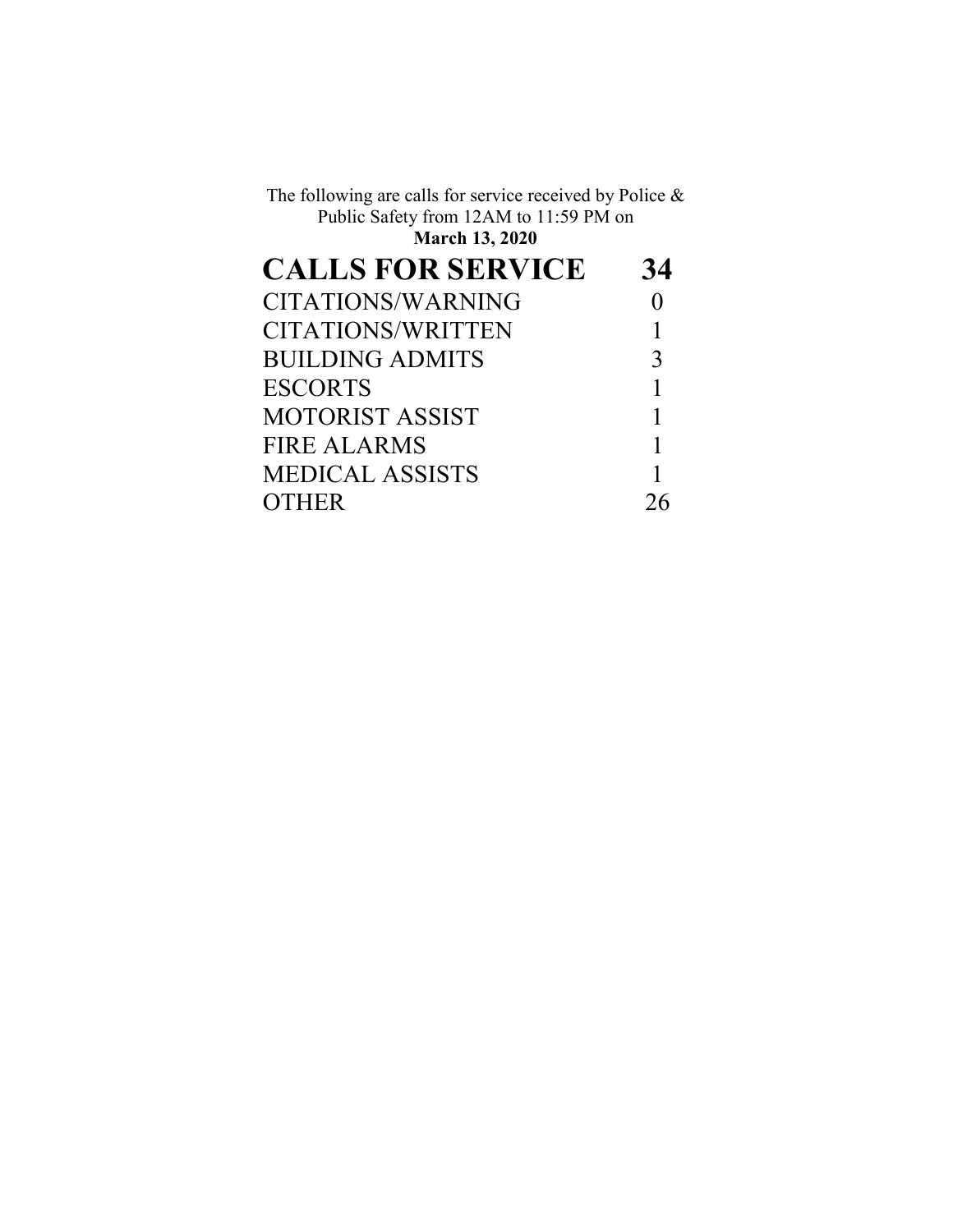The following are calls for service received by Police & Public Safety from 12AM to 11:59 PM on

**March 13, 2020**

| | |
|---|---|
| **CALLS FOR SERVICE** | **34** |
| CITATIONS/WARNING | 0 |
| CITATIONS/WRITTEN | 1 |
| BUILDING ADMITS | 3 |
| ESCORTS | 1 |
| MOTORIST ASSIST | 1 |
| FIRE ALARMS | 1 |
| MEDICAL ASSISTS | 1 |
| OTHER | 26 |